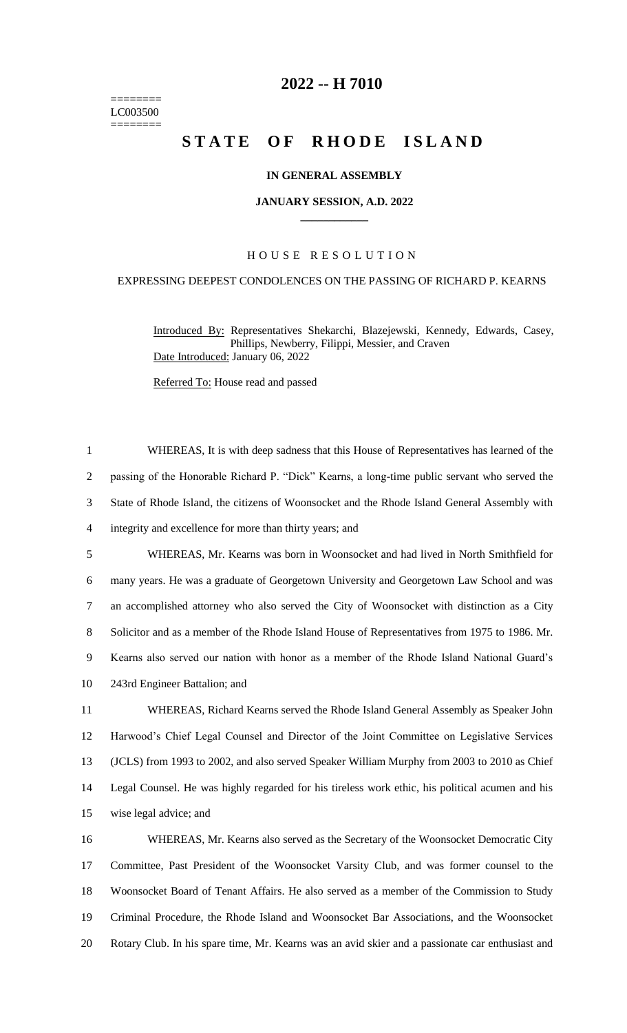========
LC003500
========

# 2022 -- H 7010

# STATE OF RHODE ISLAND

**IN GENERAL ASSEMBLY**

**JANUARY SESSION, A.D. 2022**

## HOUSE RESOLUTION

EXPRESSING DEEPEST CONDOLENCES ON THE PASSING OF RICHARD P. KEARNS

Introduced By: Representatives Shekarchi, Blazejewski, Kennedy, Edwards, Casey, Phillips, Newberry, Filippi, Messier, and Craven

Date Introduced: January 06, 2022

Referred To: House read and passed

WHEREAS, It is with deep sadness that this House of Representatives has learned of the passing of the Honorable Richard P. "Dick" Kearns, a long-time public servant who served the State of Rhode Island, the citizens of Woonsocket and the Rhode Island General Assembly with integrity and excellence for more than thirty years; and

WHEREAS, Mr. Kearns was born in Woonsocket and had lived in North Smithfield for many years. He was a graduate of Georgetown University and Georgetown Law School and was an accomplished attorney who also served the City of Woonsocket with distinction as a City Solicitor and as a member of the Rhode Island House of Representatives from 1975 to 1986. Mr. Kearns also served our nation with honor as a member of the Rhode Island National Guard's 243rd Engineer Battalion; and

WHEREAS, Richard Kearns served the Rhode Island General Assembly as Speaker John Harwood's Chief Legal Counsel and Director of the Joint Committee on Legislative Services (JCLS) from 1993 to 2002, and also served Speaker William Murphy from 2003 to 2010 as Chief Legal Counsel. He was highly regarded for his tireless work ethic, his political acumen and his wise legal advice; and

WHEREAS, Mr. Kearns also served as the Secretary of the Woonsocket Democratic City Committee, Past President of the Woonsocket Varsity Club, and was former counsel to the Woonsocket Board of Tenant Affairs. He also served as a member of the Commission to Study Criminal Procedure, the Rhode Island and Woonsocket Bar Associations, and the Woonsocket Rotary Club. In his spare time, Mr. Kearns was an avid skier and a passionate car enthusiast and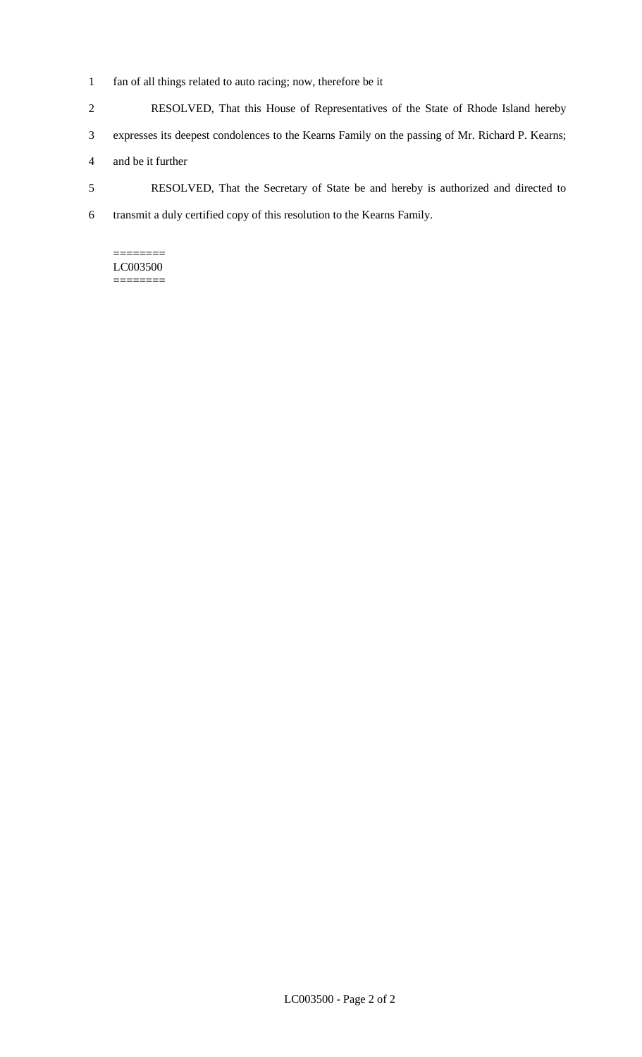fan of all things related to auto racing; now, therefore be it

RESOLVED, That this House of Representatives of the State of Rhode Island hereby expresses its deepest condolences to the Kearns Family on the passing of Mr. Richard P. Kearns; and be it further

RESOLVED, That the Secretary of State be and hereby is authorized and directed to transmit a duly certified copy of this resolution to the Kearns Family.

========
LC003500
========